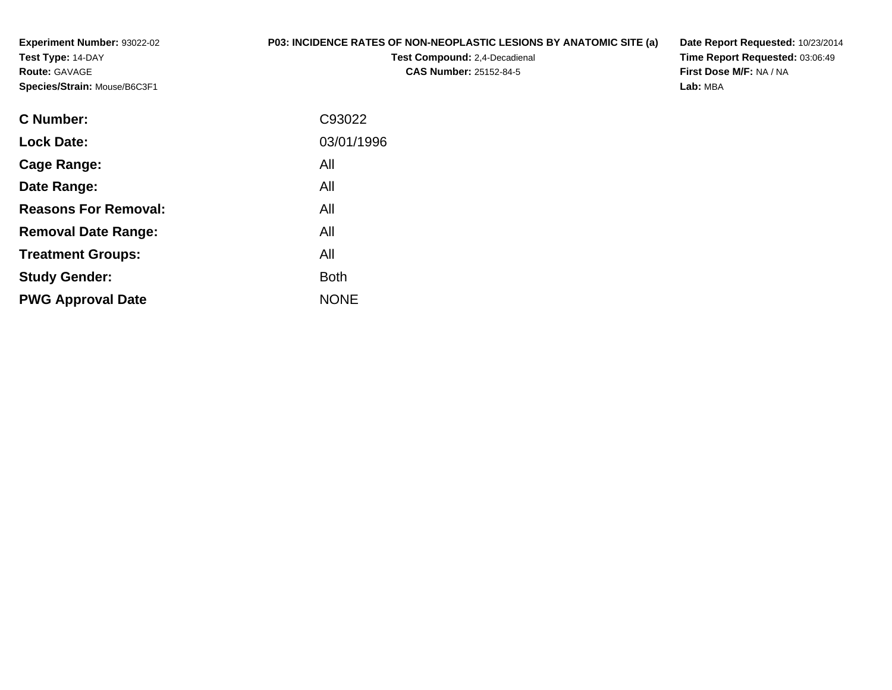**Experiment Number:** 93022-02
**Test Type:** 14-DAY
**Route:** GAVAGE
**Species/Strain:** Mouse/B6C3F1

**P03: INCIDENCE RATES OF NON-NEOPLASTIC LESIONS BY ANATOMIC SITE (a)**
**Test Compound:** 2,4-Decadienal
**CAS Number:** 25152-84-5

**Date Report Requested:** 10/23/2014
**Time Report Requested:** 03:06:49
**First Dose M/F:** NA / NA
**Lab:** MBA

| | |
|---|---|
| **C Number:** | C93022 |
| **Lock Date:** | 03/01/1996 |
| **Cage Range:** | All |
| **Date Range:** | All |
| **Reasons For Removal:** | All |
| **Removal Date Range:** | All |
| **Treatment Groups:** | All |
| **Study Gender:** | Both |
| **PWG Approval Date** | NONE |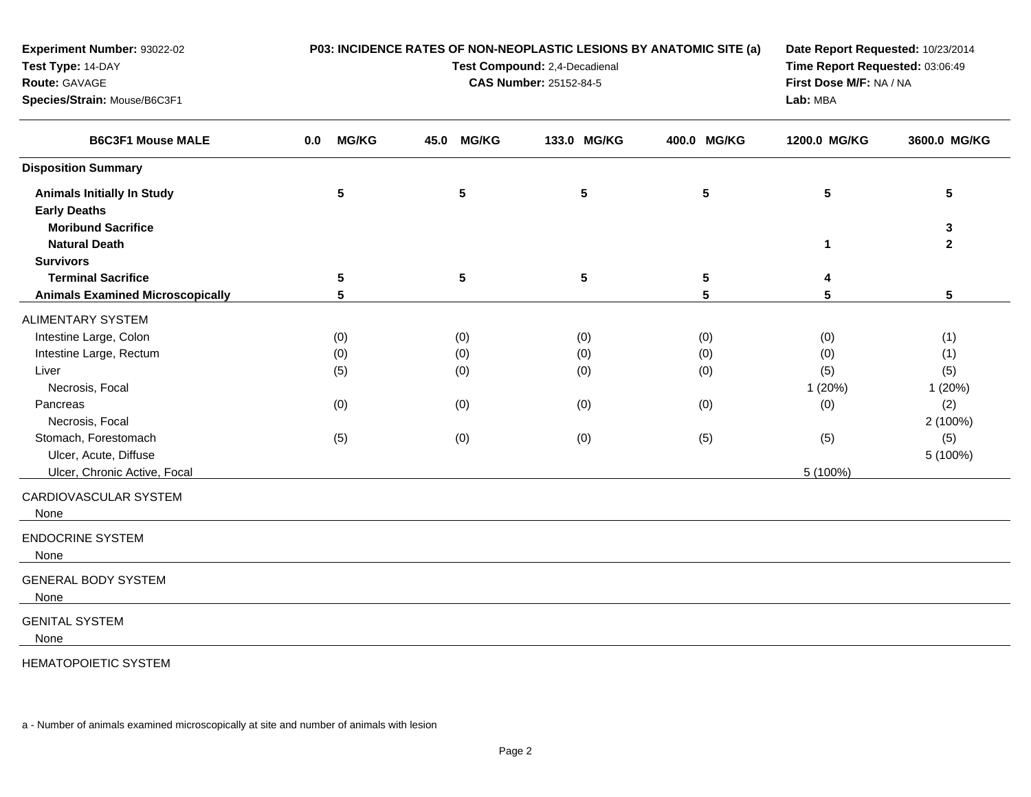**Experiment Number:** 93022-02
**Test Type:** 14-DAY
**Route:** GAVAGE
**Species/Strain:** Mouse/B6C3F1

**P03: INCIDENCE RATES OF NON-NEOPLASTIC LESIONS BY ANATOMIC SITE (a)**
**Test Compound:** 2,4-Decadienal
**CAS Number:** 25152-84-5

**Date Report Requested:** 10/23/2014
**Time Report Requested:** 03:06:49
**First Dose M/F:** NA / NA
**Lab:** MBA

| B6C3F1 Mouse MALE | 0.0 MG/KG | 45.0 MG/KG | 133.0 MG/KG | 400.0 MG/KG | 1200.0 MG/KG | 3600.0 MG/KG |
|---|---|---|---|---|---|---|
| **Disposition Summary** | | | | | | |
| **Animals Initially In Study** | 5 | 5 | 5 | 5 | 5 | 5 |
| **Early Deaths** | | | | | | |
| **Moribund Sacrifice** | | | | | | 3 |
| **Natural Death** | | | | | 1 | 2 |
| **Survivors** | | | | | | |
| **Terminal Sacrifice** | 5 | 5 | 5 | 5 | 4 | |
| **Animals Examined Microscopically** | 5 | | | 5 | 5 | 5 |
| ALIMENTARY SYSTEM | | | | | | |
| Intestine Large, Colon | (0) | (0) | (0) | (0) | (0) | (1) |
| Intestine Large, Rectum | (0) | (0) | (0) | (0) | (0) | (1) |
| Liver | (5) | (0) | (0) | (0) | (5) | (5) |
| Necrosis, Focal | | | | | 1 (20%) | 1 (20%) |
| Pancreas | (0) | (0) | (0) | (0) | (0) | (2) |
| Necrosis, Focal | | | | | | 2 (100%) |
| Stomach, Forestomach | (5) | (0) | (0) | (5) | (5) | (5) |
| Ulcer, Acute, Diffuse | | | | | | 5 (100%) |
| Ulcer, Chronic Active, Focal | | | | | 5 (100%) | |
| CARDIOVASCULAR SYSTEM | | | | | | |
| None | | | | | | |
| ENDOCRINE SYSTEM | | | | | | |
| None | | | | | | |
| GENERAL BODY SYSTEM | | | | | | |
| None | | | | | | |
| GENITAL SYSTEM | | | | | | |
| None | | | | | | |
| HEMATOPOIETIC SYSTEM | | | | | | |

a - Number of animals examined microscopically at site and number of animals with lesion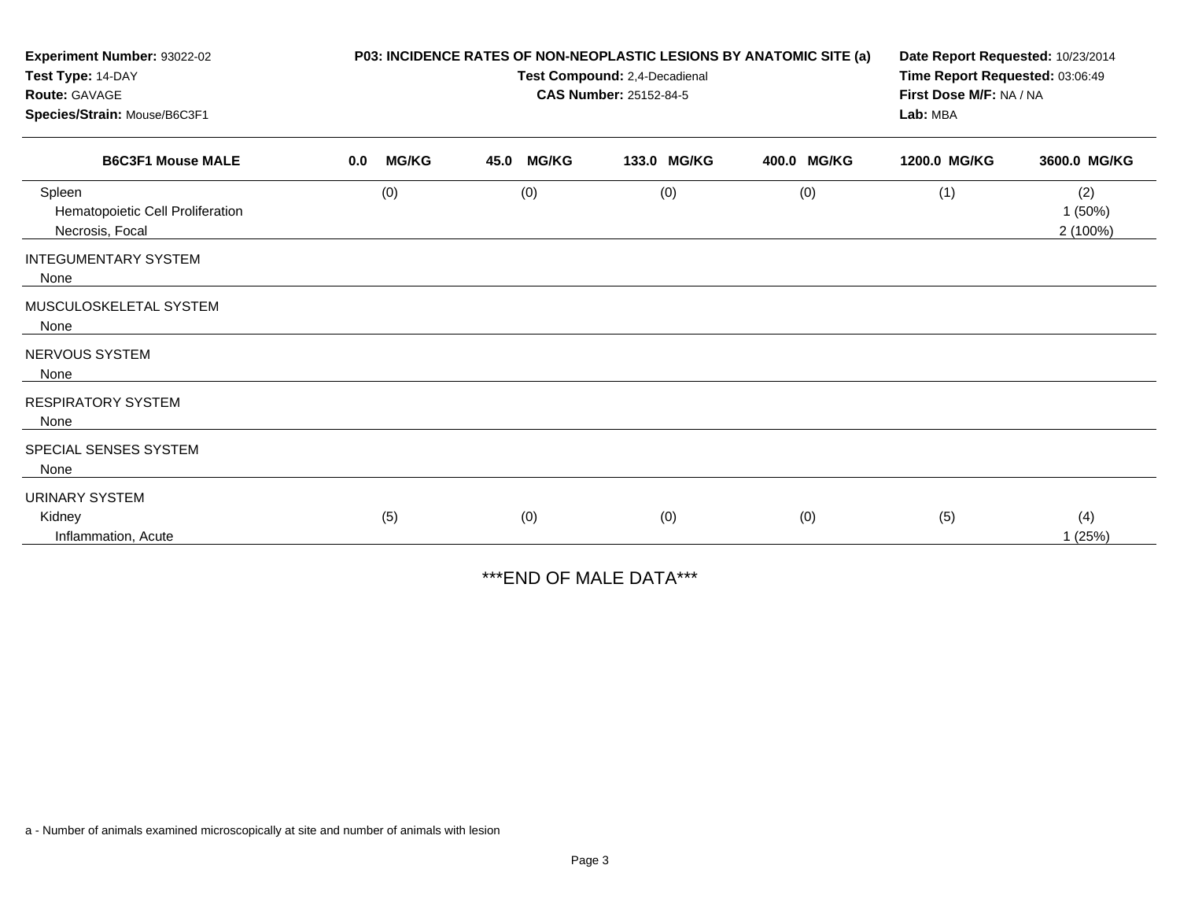**Experiment Number:** 93022-02
**Test Type:** 14-DAY
**Route:** GAVAGE
**Species/Strain:** Mouse/B6C3F1

**P03: INCIDENCE RATES OF NON-NEOPLASTIC LESIONS BY ANATOMIC SITE (a)**
**Test Compound:** 2,4-Decadienal
**CAS Number:** 25152-84-5

**Date Report Requested:** 10/23/2014
**Time Report Requested:** 03:06:49
**First Dose M/F:** NA / NA
**Lab:** MBA

| B6C3F1 Mouse MALE | 0.0 MG/KG | 45.0 MG/KG | 133.0 MG/KG | 400.0 MG/KG | 1200.0 MG/KG | 3600.0 MG/KG |
|---|---|---|---|---|---|---|
| Spleen | (0) | (0) | (0) | (0) | (1) | (2) |
| Hematopoietic Cell Proliferation | | | | | | 1 (50%) |
| Necrosis, Focal | | | | | | 2 (100%) |
| INTEGUMENTARY SYSTEM | | | | | | |
| None | | | | | | |
| MUSCULOSKELETAL SYSTEM | | | | | | |
| None | | | | | | |
| NERVOUS SYSTEM | | | | | | |
| None | | | | | | |
| RESPIRATORY SYSTEM | | | | | | |
| None | | | | | | |
| SPECIAL SENSES SYSTEM | | | | | | |
| None | | | | | | |
| URINARY SYSTEM | | | | | | |
| Kidney | (5) | (0) | (0) | (0) | (5) | (4) |
| Inflammation, Acute | | | | | | 1 (25%) |

***END OF MALE DATA***

a - Number of animals examined microscopically at site and number of animals with lesion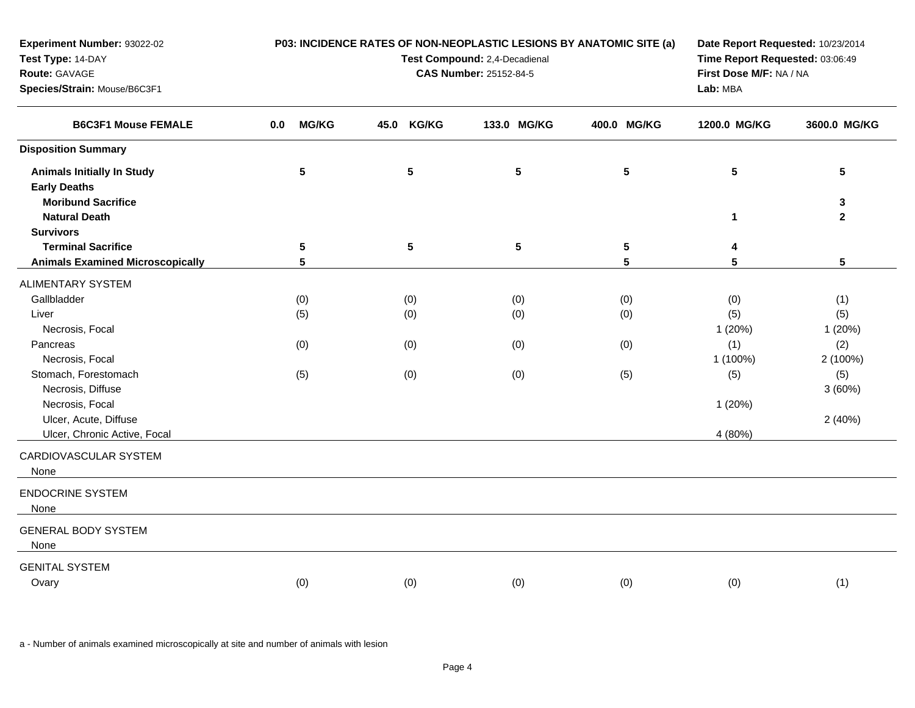**Experiment Number:** 93022-02
**Test Type:** 14-DAY
**Route:** GAVAGE
**Species/Strain:** Mouse/B6C3F1

**P03: INCIDENCE RATES OF NON-NEOPLASTIC LESIONS BY ANATOMIC SITE (a)**
**Test Compound:** 2,4-Decadienal
**CAS Number:** 25152-84-5

**Date Report Requested:** 10/23/2014
**Time Report Requested:** 03:06:49
**First Dose M/F:** NA / NA
**Lab:** MBA

| B6C3F1 Mouse FEMALE | 0.0 MG/KG | 45.0 KG/KG | 133.0 MG/KG | 400.0 MG/KG | 1200.0 MG/KG | 3600.0 MG/KG |
|---|---|---|---|---|---|---|
| **Disposition Summary** | | | | | | |
| **Animals Initially In Study** | 5 | 5 | 5 | 5 | 5 | 5 |
| **Early Deaths** | | | | | | |
| **Moribund Sacrifice** | | | | | | 3 |
| **Natural Death** | | | | | 1 | 2 |
| **Survivors** | | | | | | |
| **Terminal Sacrifice** | 5 | 5 | 5 | 5 | 4 | |
| **Animals Examined Microscopically** | 5 | | | 5 | 5 | 5 |
| ALIMENTARY SYSTEM | | | | | | |
| Gallbladder | (0) | (0) | (0) | (0) | (0) | (1) |
| Liver | (5) | (0) | (0) | (0) | (5) | (5) |
| Necrosis, Focal | | | | | 1 (20%) | 1 (20%) |
| Pancreas | (0) | (0) | (0) | (0) | (1) | (2) |
| Necrosis, Focal | | | | | 1 (100%) | 2 (100%) |
| Stomach, Forestomach | (5) | (0) | (0) | (5) | (5) | (5) |
| Necrosis, Diffuse | | | | | | 3 (60%) |
| Necrosis, Focal | | | | | 1 (20%) | |
| Ulcer, Acute, Diffuse | | | | | | 2 (40%) |
| Ulcer, Chronic Active, Focal | | | | | 4 (80%) | |
| CARDIOVASCULAR SYSTEM | | | | | | |
| None | | | | | | |
| ENDOCRINE SYSTEM | | | | | | |
| None | | | | | | |
| GENERAL BODY SYSTEM | | | | | | |
| None | | | | | | |
| GENITAL SYSTEM | | | | | | |
| Ovary | (0) | (0) | (0) | (0) | (0) | (1) |

a - Number of animals examined microscopically at site and number of animals with lesion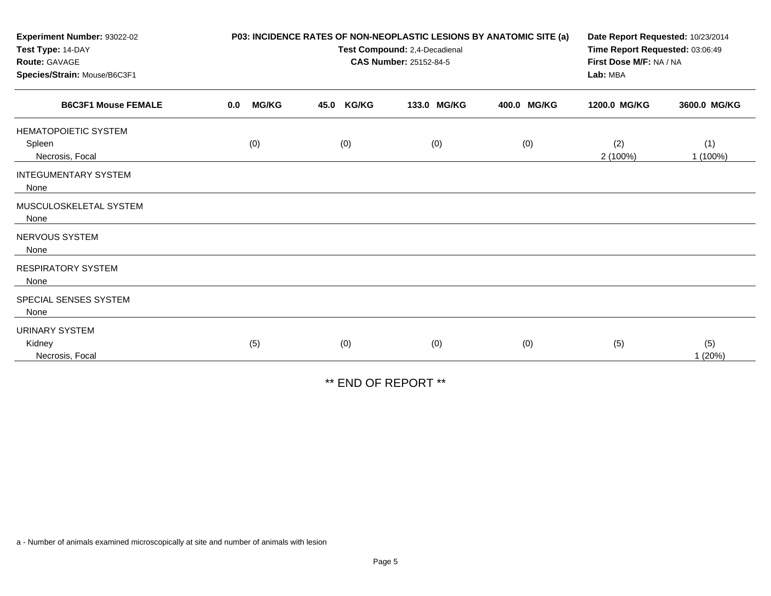**Experiment Number:** 93022-02
**Test Type:** 14-DAY
**Route:** GAVAGE
**Species/Strain:** Mouse/B6C3F1

**P03: INCIDENCE RATES OF NON-NEOPLASTIC LESIONS BY ANATOMIC SITE (a)**
**Test Compound:** 2,4-Decadienal
**CAS Number:** 25152-84-5

**Date Report Requested:** 10/23/2014
**Time Report Requested:** 03:06:49
**First Dose M/F:** NA / NA
**Lab:** MBA

| B6C3F1 Mouse FEMALE | 0.0 MG/KG | 45.0 KG/KG | 133.0 MG/KG | 400.0 MG/KG | 1200.0 MG/KG | 3600.0 MG/KG |
|---|---|---|---|---|---|---|
| HEMATOPOIETIC SYSTEM | | | | | | |
| Spleen | (0) | (0) | (0) | (0) | (2) | (1) |
| Necrosis, Focal | | | | | 2 (100%) | 1 (100%) |
| INTEGUMENTARY SYSTEM | | | | | | |
| None | | | | | | |
| MUSCULOSKELETAL SYSTEM | | | | | | |
| None | | | | | | |
| NERVOUS SYSTEM | | | | | | |
| None | | | | | | |
| RESPIRATORY SYSTEM | | | | | | |
| None | | | | | | |
| SPECIAL SENSES SYSTEM | | | | | | |
| None | | | | | | |
| URINARY SYSTEM | | | | | | |
| Kidney | (5) | (0) | (0) | (0) | (5) | (5) |
| Necrosis, Focal | | | | | | 1 (20%) |

** END OF REPORT **

a - Number of animals examined microscopically at site and number of animals with lesion